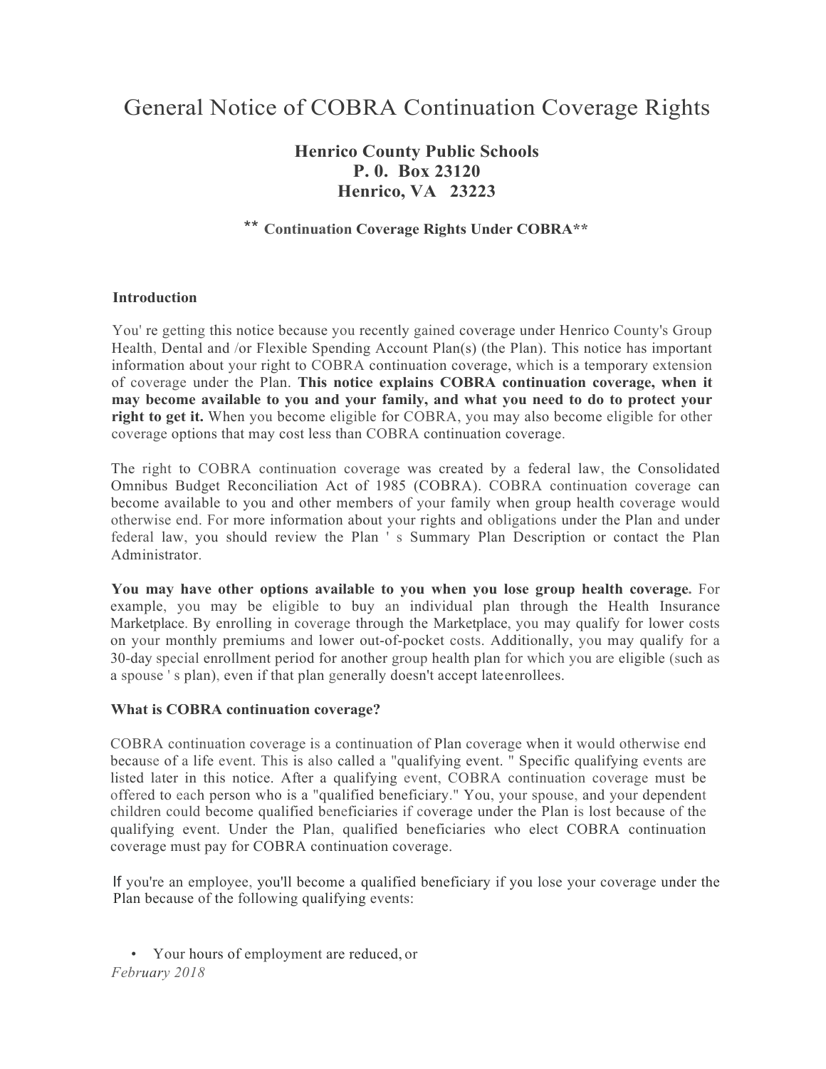# General Notice of COBRA Continuation Coverage Rights

**Henrico County Public Schools**
**P. 0. Box 23120**
**Henrico, VA 23223**

**\*\* Continuation Coverage Rights Under COBRA\*\***

**Introduction**

You' re getting this notice because you recently gained coverage under Henrico County's Group Health, Dental and /or Flexible Spending Account Plan(s) (the Plan). This notice has important information about your right to COBRA continuation coverage, which is a temporary extension of coverage under the Plan. **This notice explains COBRA continuation coverage, when it may become available to you and your family, and what you need to do to protect your right to get it.** When you become eligible for COBRA, you may also become eligible for other coverage options that may cost less than COBRA continuation coverage.

The right to COBRA continuation coverage was created by a federal law, the Consolidated Omnibus Budget Reconciliation Act of 1985 (COBRA). COBRA continuation coverage can become available to you and other members of your family when group health coverage would otherwise end. For more information about your rights and obligations under the Plan and under federal law, you should review the Plan ' s Summary Plan Description or contact the Plan Administrator.

**You may have other options available to you when you lose group health coverage.** For example, you may be eligible to buy an individual plan through the Health Insurance Marketplace. By enrolling in coverage through the Marketplace, you may qualify for lower costs on your monthly premiums and lower out-of-pocket costs. Additionally, you may qualify for a 30-day special enrollment period for another group health plan for which you are eligible (such as a spouse ' s plan), even if that plan generally doesn't accept lateenrollees.

**What is COBRA continuation coverage?**

COBRA continuation coverage is a continuation of Plan coverage when it would otherwise end because of a life event. This is also called a "qualifying event. " Specific qualifying events are listed later in this notice. After a qualifying event, COBRA continuation coverage must be offered to each person who is a "qualified beneficiary." You, your spouse, and your dependent children could become qualified beneficiaries if coverage under the Plan is lost because of the qualifying event. Under the Plan, qualified beneficiaries who elect COBRA continuation coverage must pay for COBRA continuation coverage.

If you're an employee, you'll become a qualified beneficiary if you lose your coverage under the Plan because of the following qualifying events:

- Your hours of employment are reduced, or

*February 2018*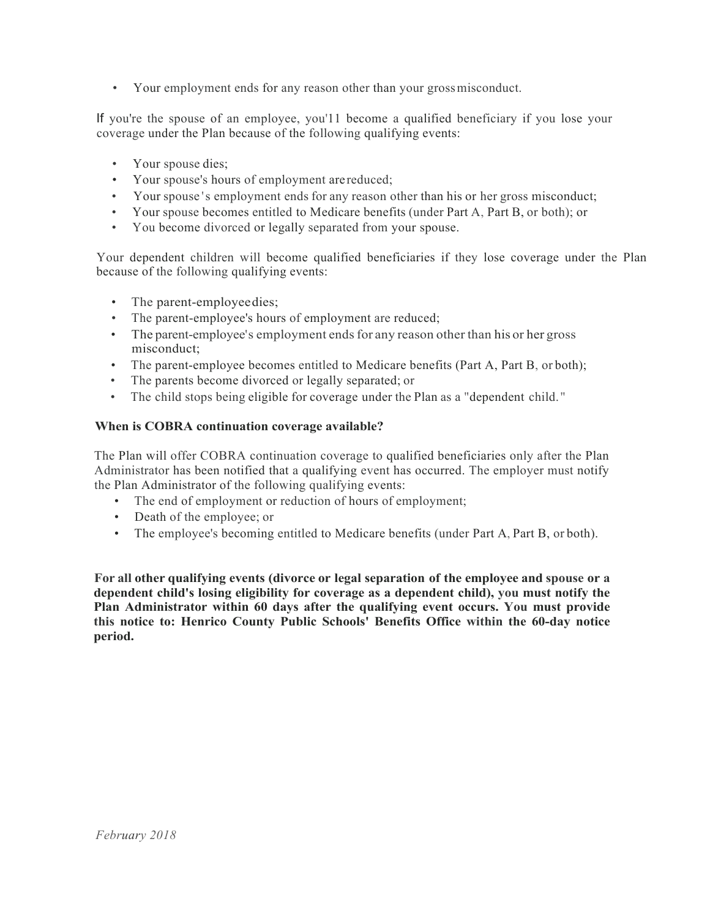- Your employment ends for any reason other than your gross misconduct.

If you're the spouse of an employee, you'11 become a qualified beneficiary if you lose your coverage under the Plan because of the following qualifying events:

- Your spouse dies;
- Your spouse's hours of employment are reduced;
- Your spouse's employment ends for any reason other than his or her gross misconduct;
- Your spouse becomes entitled to Medicare benefits (under Part A, Part B, or both); or
- You become divorced or legally separated from your spouse.

Your dependent children will become qualified beneficiaries if they lose coverage under the Plan because of the following qualifying events:

- The parent-employee dies;
- The parent-employee's hours of employment are reduced;
- The parent-employee's employment ends for any reason other than his or her gross misconduct;
- The parent-employee becomes entitled to Medicare benefits (Part A, Part B, or both);
- The parents become divorced or legally separated; or
- The child stops being eligible for coverage under the Plan as a "dependent child."

**When is COBRA continuation coverage available?**

The Plan will offer COBRA continuation coverage to qualified beneficiaries only after the Plan Administrator has been notified that a qualifying event has occurred. The employer must notify the Plan Administrator of the following qualifying events:

- The end of employment or reduction of hours of employment;
- Death of the employee; or
- The employee's becoming entitled to Medicare benefits (under Part A, Part B, or both).

**For all other qualifying events (divorce or legal separation of the employee and spouse or a dependent child's losing eligibility for coverage as a dependent child), you must notify the Plan Administrator within 60 days after the qualifying event occurs. You must provide this notice to: Henrico County Public Schools' Benefits Office within the 60-day notice period.**

*February 2018*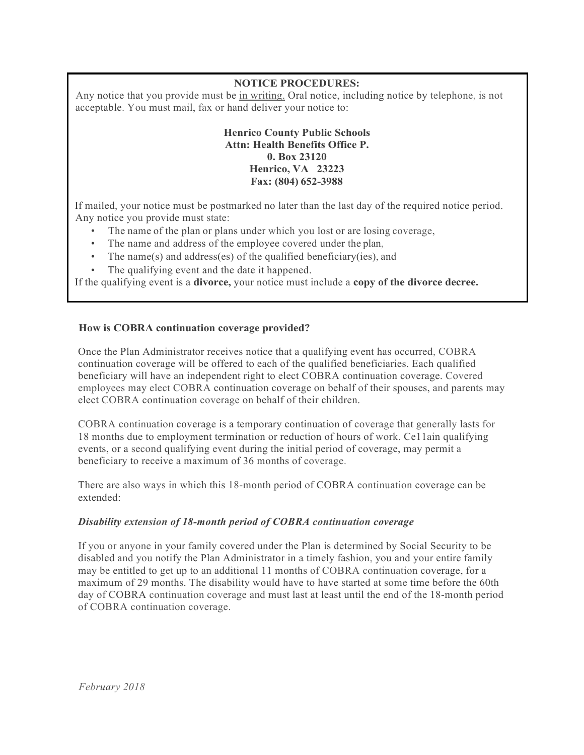**NOTICE PROCEDURES:**

Any notice that you provide must be <u>in writing.</u> Oral notice, including notice by telephone, is not acceptable. You must mail, fax or hand deliver your notice to:

**Henrico County Public Schools**
**Attn: Health Benefits Office P.**
**0. Box 23120**
**Henrico, VA 23223**
**Fax: (804) 652-3988**

If mailed, your notice must be postmarked no later than the last day of the required notice period. Any notice you provide must state:

- The name of the plan or plans under which you lost or are losing coverage,
- The name and address of the employee covered under the plan,
- The name(s) and address(es) of the qualified beneficiary(ies), and
- The qualifying event and the date it happened.

If the qualifying event is a **divorce,** your notice must include a **copy of the divorce decree.**

### How is COBRA continuation coverage provided?

Once the Plan Administrator receives notice that a qualifying event has occurred, COBRA continuation coverage will be offered to each of the qualified beneficiaries. Each qualified beneficiary will have an independent right to elect COBRA continuation coverage. Covered employees may elect COBRA continuation coverage on behalf of their spouses, and parents may elect COBRA continuation coverage on behalf of their children.

COBRA continuation coverage is a temporary continuation of coverage that generally lasts for 18 months due to employment termination or reduction of hours of work. Ce11ain qualifying events, or a second qualifying event during the initial period of coverage, may permit a beneficiary to receive a maximum of 36 months of coverage.

There are also ways in which this 18-month period of COBRA continuation coverage can be extended:

#### *Disability extension of 18-month period of COBRA continuation coverage*

If you or anyone in your family covered under the Plan is determined by Social Security to be disabled and you notify the Plan Administrator in a timely fashion, you and your entire family may be entitled to get up to an additional 11 months of COBRA continuation coverage, for a maximum of 29 months. The disability would have to have started at some time before the 60th day of COBRA continuation coverage and must last at least until the end of the 18-month period of COBRA continuation coverage.

*February 2018*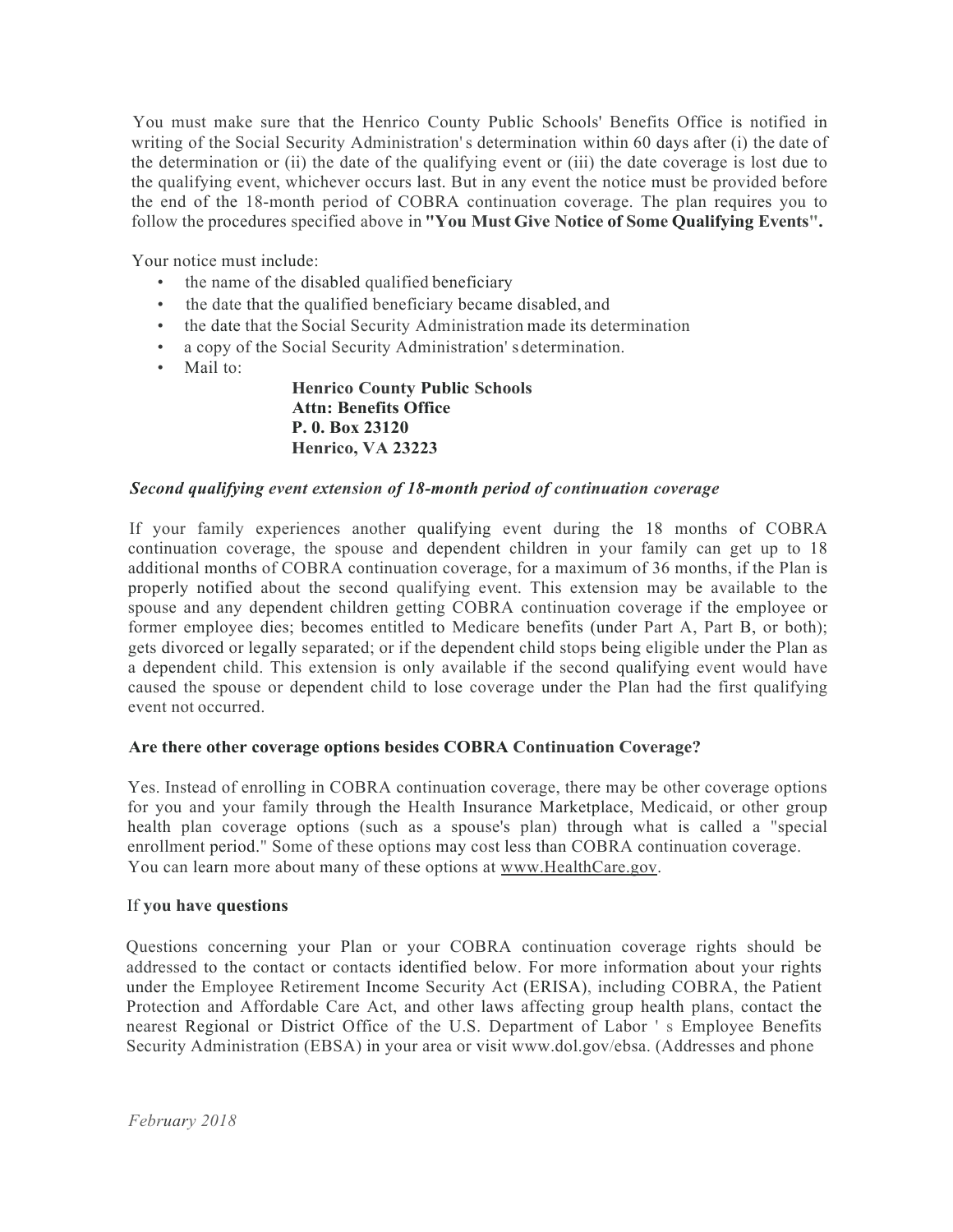You must make sure that the Henrico County Public Schools' Benefits Office is notified in writing of the Social Security Administration's determination within 60 days after (i) the date of the determination or (ii) the date of the qualifying event or (iii) the date coverage is lost due to the qualifying event, whichever occurs last. But in any event the notice must be provided before the end of the 18-month period of COBRA continuation coverage. The plan requires you to follow the procedures specified above in **"You Must Give Notice of Some Qualifying Events".**

Your notice must include:

- the name of the disabled qualified beneficiary
- the date that the qualified beneficiary became disabled, and
- the date that the Social Security Administration made its determination
- a copy of the Social Security Administration's determination.
- Mail to:

  **Henrico County Public Schools**
  **Attn: Benefits Office**
  **P. 0. Box 23120**
  **Henrico, VA 23223**

***Second qualifying event extension of 18-month period of continuation coverage***

If your family experiences another qualifying event during the 18 months of COBRA continuation coverage, the spouse and dependent children in your family can get up to 18 additional months of COBRA continuation coverage, for a maximum of 36 months, if the Plan is properly notified about the second qualifying event. This extension may be available to the spouse and any dependent children getting COBRA continuation coverage if the employee or former employee dies; becomes entitled to Medicare benefits (under Part A, Part B, or both); gets divorced or legally separated; or if the dependent child stops being eligible under the Plan as a dependent child. This extension is only available if the second qualifying event would have caused the spouse or dependent child to lose coverage under the Plan had the first qualifying event not occurred.

**Are there other coverage options besides COBRA Continuation Coverage?**

Yes. Instead of enrolling in COBRA continuation coverage, there may be other coverage options for you and your family through the Health Insurance Marketplace, Medicaid, or other group health plan coverage options (such as a spouse's plan) through what is called a "special enrollment period." Some of these options may cost less than COBRA continuation coverage. You can learn more about many of these options at www.HealthCare.gov.

If **you have questions**

Questions concerning your Plan or your COBRA continuation coverage rights should be addressed to the contact or contacts identified below. For more information about your rights under the Employee Retirement Income Security Act (ERISA), including COBRA, the Patient Protection and Affordable Care Act, and other laws affecting group health plans, contact the nearest Regional or District Office of the U.S. Department of Labor's Employee Benefits Security Administration (EBSA) in your area or visit www.dol.gov/ebsa. (Addresses and phone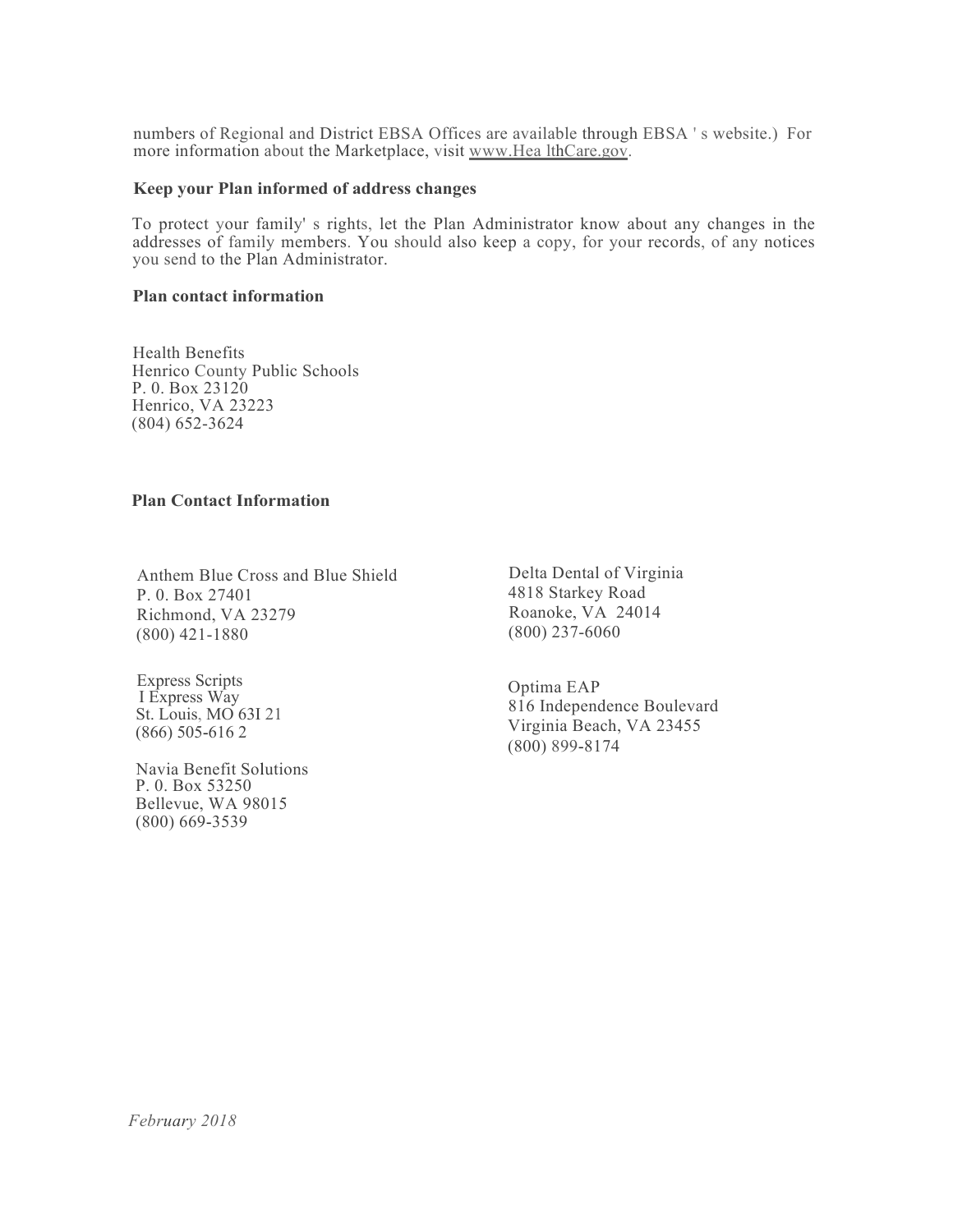numbers of Regional and District EBSA Offices are available through EBSA ' s website.) For more information about the Marketplace, visit www.Hea lthCare.gov.

**Keep your Plan informed of address changes**

To protect your family' s rights, let the Plan Administrator know about any changes in the addresses of family members. You should also keep a copy, for your records, of any notices you send to the Plan Administrator.

**Plan contact information**

Health Benefits
Henrico County Public Schools
P. 0. Box 23120
Henrico, VA 23223
(804) 652-3624

**Plan Contact Information**

Anthem Blue Cross and Blue Shield
P. 0. Box 27401
Richmond, VA 23279
(800) 421-1880

Express Scripts
I Express Way
St. Louis, MO 63I 21
(866) 505-616 2

Navia Benefit Solutions
P. 0. Box 53250
Bellevue, WA 98015
(800) 669-3539

Delta Dental of Virginia
4818 Starkey Road
Roanoke, VA 24014
(800) 237-6060

Optima EAP
816 Independence Boulevard
Virginia Beach, VA 23455
(800) 899-8174

*February 2018*